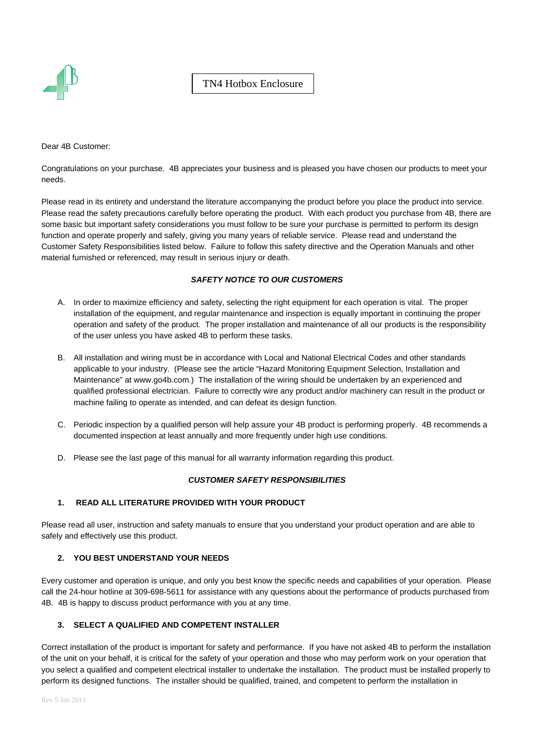# TN4 Hotbox Enclosure

Dear 4B Customer:

Congratulations on your purchase. 4B appreciates your business and is pleased you have chosen our products to meet your needs.

Please read in its entirety and understand the literature accompanying the product before you place the product into service. Please read the safety precautions carefully before operating the product. With each product you purchase from 4B, there are some basic but important safety considerations you must follow to be sure your purchase is permitted to perform its design function and operate properly and safely, giving you many years of reliable service. Please read and understand the Customer Safety Responsibilities listed below. Failure to follow this safety directive and the Operation Manuals and other material furnished or referenced, may result in serious injury or death.

***SAFETY NOTICE TO OUR CUSTOMERS***

A. In order to maximize efficiency and safety, selecting the right equipment for each operation is vital. The proper installation of the equipment, and regular maintenance and inspection is equally important in continuing the proper operation and safety of the product. The proper installation and maintenance of all our products is the responsibility of the user unless you have asked 4B to perform these tasks.

B. All installation and wiring must be in accordance with Local and National Electrical Codes and other standards applicable to your industry. (Please see the article "Hazard Monitoring Equipment Selection, Installation and Maintenance" at www.go4b.com.) The installation of the wiring should be undertaken by an experienced and qualified professional electrician. Failure to correctly wire any product and/or machinery can result in the product or machine failing to operate as intended, and can defeat its design function.

C. Periodic inspection by a qualified person will help assure your 4B product is performing properly. 4B recommends a documented inspection at least annually and more frequently under high use conditions.

D. Please see the last page of this manual for all warranty information regarding this product.

***CUSTOMER SAFETY RESPONSIBILITIES***

**1. READ ALL LITERATURE PROVIDED WITH YOUR PRODUCT**

Please read all user, instruction and safety manuals to ensure that you understand your product operation and are able to safely and effectively use this product.

**2. YOU BEST UNDERSTAND YOUR NEEDS**

Every customer and operation is unique, and only you best know the specific needs and capabilities of your operation. Please call the 24-hour hotline at 309-698-5611 for assistance with any questions about the performance of products purchased from 4B. 4B is happy to discuss product performance with you at any time.

**3. SELECT A QUALIFIED AND COMPETENT INSTALLER**

Correct installation of the product is important for safety and performance. If you have not asked 4B to perform the installation of the unit on your behalf, it is critical for the safety of your operation and those who may perform work on your operation that you select a qualified and competent electrical installer to undertake the installation. The product must be installed properly to perform its designed functions. The installer should be qualified, trained, and competent to perform the installation in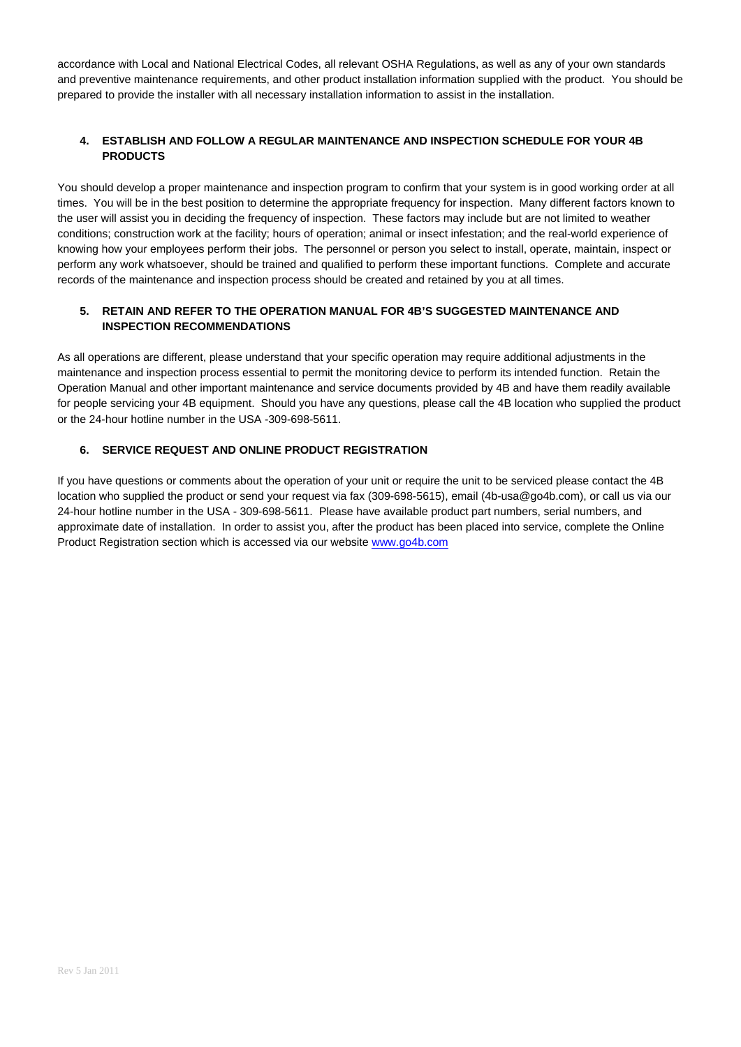accordance with Local and National Electrical Codes, all relevant OSHA Regulations, as well as any of your own standards and preventive maintenance requirements, and other product installation information supplied with the product. You should be prepared to provide the installer with all necessary installation information to assist in the installation.

**4. ESTABLISH AND FOLLOW A REGULAR MAINTENANCE AND INSPECTION SCHEDULE FOR YOUR 4B PRODUCTS**

You should develop a proper maintenance and inspection program to confirm that your system is in good working order at all times. You will be in the best position to determine the appropriate frequency for inspection. Many different factors known to the user will assist you in deciding the frequency of inspection. These factors may include but are not limited to weather conditions; construction work at the facility; hours of operation; animal or insect infestation; and the real-world experience of knowing how your employees perform their jobs. The personnel or person you select to install, operate, maintain, inspect or perform any work whatsoever, should be trained and qualified to perform these important functions. Complete and accurate records of the maintenance and inspection process should be created and retained by you at all times.

**5. RETAIN AND REFER TO THE OPERATION MANUAL FOR 4B'S SUGGESTED MAINTENANCE AND INSPECTION RECOMMENDATIONS**

As all operations are different, please understand that your specific operation may require additional adjustments in the maintenance and inspection process essential to permit the monitoring device to perform its intended function. Retain the Operation Manual and other important maintenance and service documents provided by 4B and have them readily available for people servicing your 4B equipment. Should you have any questions, please call the 4B location who supplied the product or the 24-hour hotline number in the USA -309-698-5611.

**6. SERVICE REQUEST AND ONLINE PRODUCT REGISTRATION**

If you have questions or comments about the operation of your unit or require the unit to be serviced please contact the 4B location who supplied the product or send your request via fax (309-698-5615), email (4b-usa@go4b.com), or call us via our 24-hour hotline number in the USA - 309-698-5611. Please have available product part numbers, serial numbers, and approximate date of installation. In order to assist you, after the product has been placed into service, complete the Online Product Registration section which is accessed via our website www.go4b.com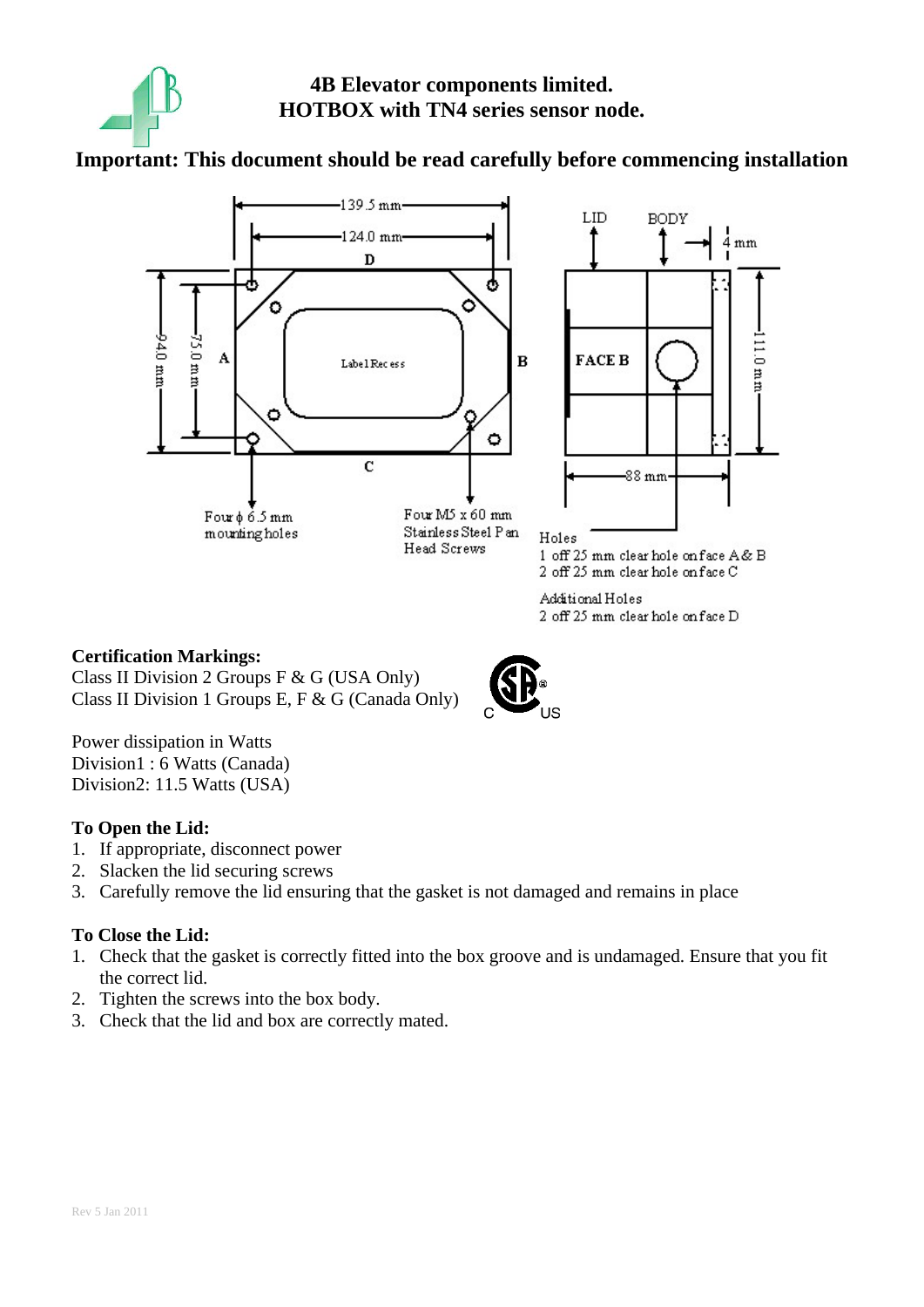**4B Elevator components limited.**
**HOTBOX with TN4 series sensor node.**

## Important: This document should be read carefully before commencing installation

139.5 mm

124.0 mm

D

94.0 mm

75.0 mm

A

Label Recess

B

C

Four ϕ 6.5 mm mounting holes

Four M5 x 60 mm Stainless Steel Pan Head Screws

LID

BODY

4 mm

FACE B

111.0 mm

88 mm

Holes
1 off 25 mm clear hole on face A & B
2 off 25 mm clear hole on face C

Additional Holes
2 off 25 mm clear hole on face D

**Certification Markings:**
Class II Division 2 Groups F & G (USA Only)
Class II Division 1 Groups E, F & G (Canada Only)

Power dissipation in Watts
Division1 : 6 Watts (Canada)
Division2: 11.5 Watts (USA)

**To Open the Lid:**

1. If appropriate, disconnect power
2. Slacken the lid securing screws
3. Carefully remove the lid ensuring that the gasket is not damaged and remains in place

**To Close the Lid:**

1. Check that the gasket is correctly fitted into the box groove and is undamaged. Ensure that you fit the correct lid.
2. Tighten the screws into the box body.
3. Check that the lid and box are correctly mated.

Rev 5 Jan 2011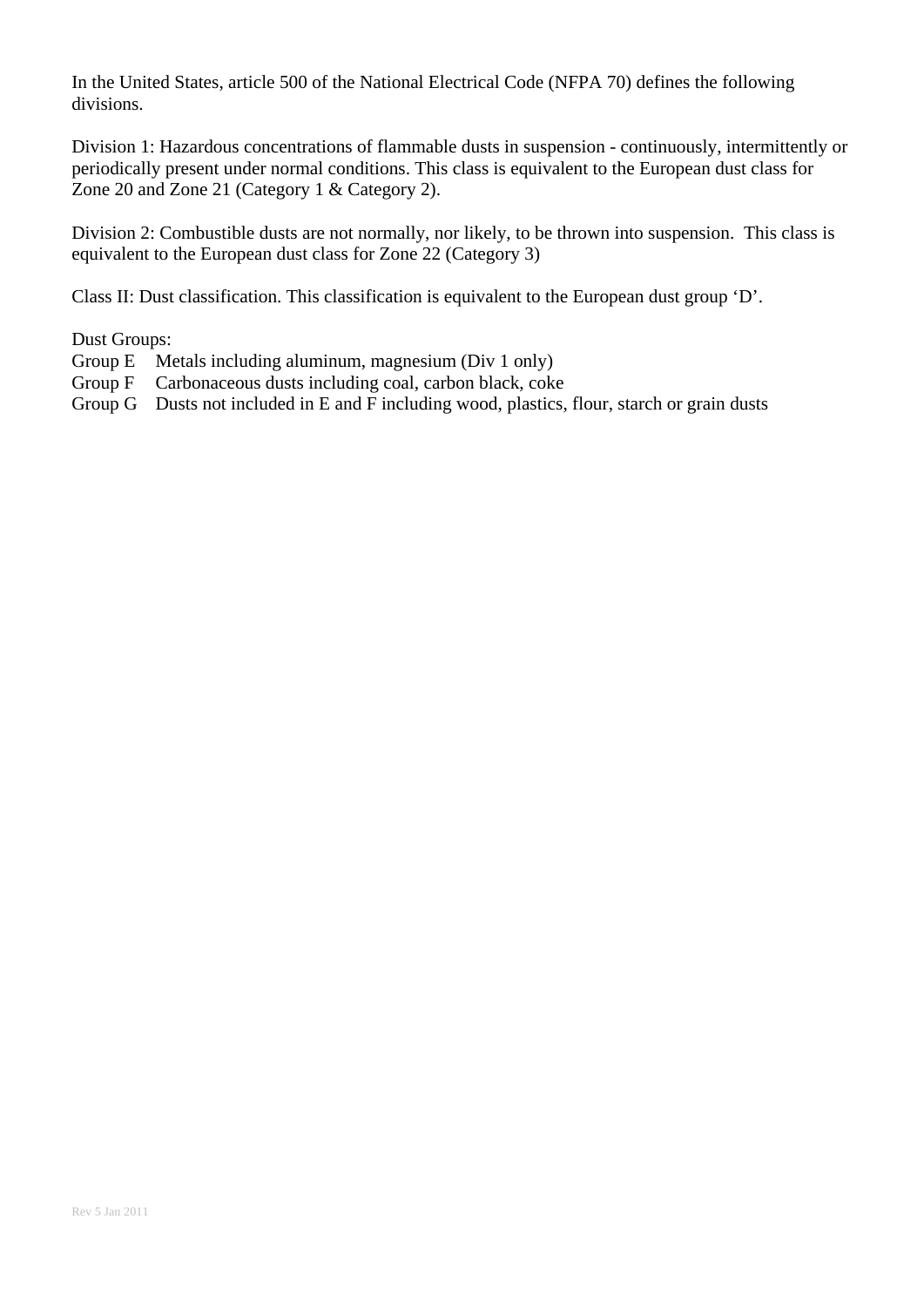In the United States, article 500 of the National Electrical Code (NFPA 70) defines the following divisions.

Division 1: Hazardous concentrations of flammable dusts in suspension - continuously, intermittently or periodically present under normal conditions. This class is equivalent to the European dust class for Zone 20 and Zone 21 (Category 1 & Category 2).

Division 2: Combustible dusts are not normally, nor likely, to be thrown into suspension. This class is equivalent to the European dust class for Zone 22 (Category 3)

Class II: Dust classification. This classification is equivalent to the European dust group 'D'.

Dust Groups:

Group E Metals including aluminum, magnesium (Div 1 only)
Group F Carbonaceous dusts including coal, carbon black, coke
Group G Dusts not included in E and F including wood, plastics, flour, starch or grain dusts

Rev 5 Jan 2011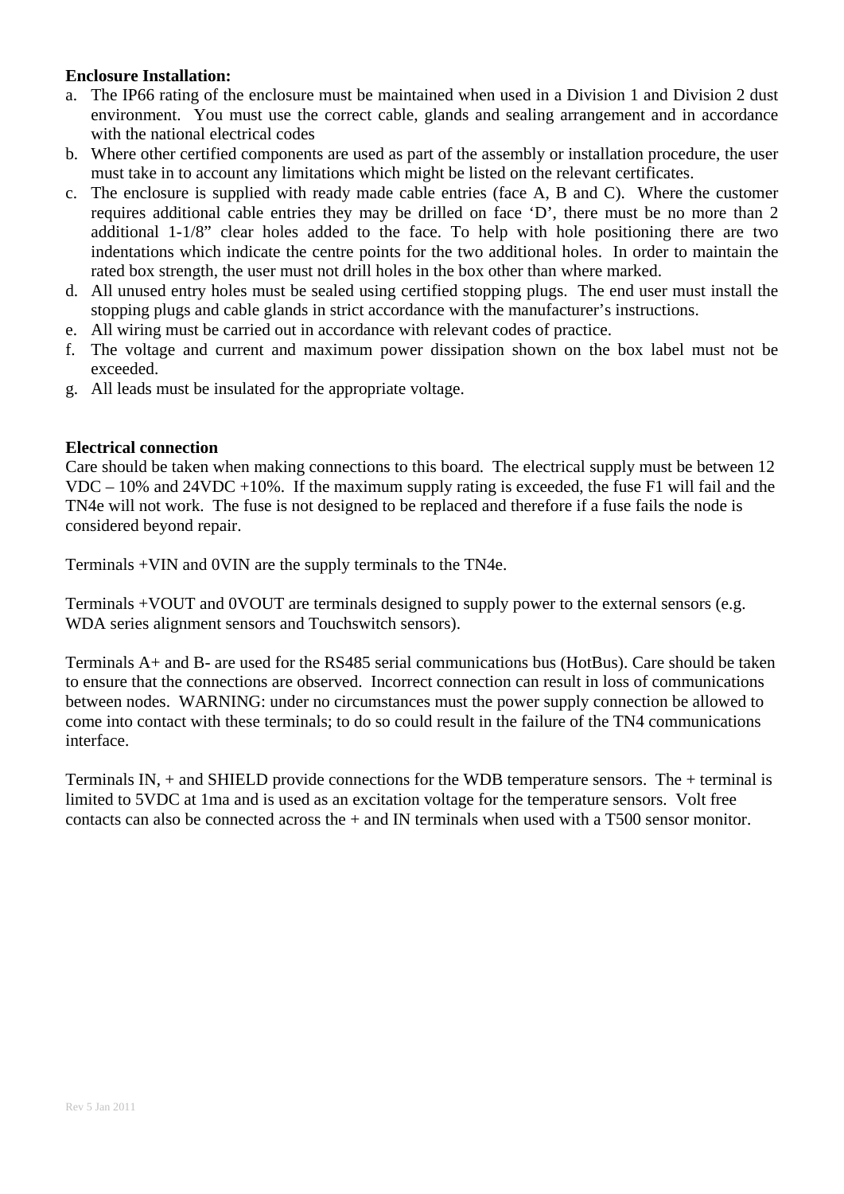**Enclosure Installation:**

a. The IP66 rating of the enclosure must be maintained when used in a Division 1 and Division 2 dust environment. You must use the correct cable, glands and sealing arrangement and in accordance with the national electrical codes
b. Where other certified components are used as part of the assembly or installation procedure, the user must take in to account any limitations which might be listed on the relevant certificates.
c. The enclosure is supplied with ready made cable entries (face A, B and C). Where the customer requires additional cable entries they may be drilled on face 'D', there must be no more than 2 additional 1-1/8" clear holes added to the face. To help with hole positioning there are two indentations which indicate the centre points for the two additional holes. In order to maintain the rated box strength, the user must not drill holes in the box other than where marked.
d. All unused entry holes must be sealed using certified stopping plugs. The end user must install the stopping plugs and cable glands in strict accordance with the manufacturer's instructions.
e. All wiring must be carried out in accordance with relevant codes of practice.
f. The voltage and current and maximum power dissipation shown on the box label must not be exceeded.
g. All leads must be insulated for the appropriate voltage.

**Electrical connection**

Care should be taken when making connections to this board. The electrical supply must be between 12 VDC – 10% and 24VDC +10%. If the maximum supply rating is exceeded, the fuse F1 will fail and the TN4e will not work. The fuse is not designed to be replaced and therefore if a fuse fails the node is considered beyond repair.

Terminals +VIN and 0VIN are the supply terminals to the TN4e.

Terminals +VOUT and 0VOUT are terminals designed to supply power to the external sensors (e.g. WDA series alignment sensors and Touchswitch sensors).

Terminals A+ and B- are used for the RS485 serial communications bus (HotBus). Care should be taken to ensure that the connections are observed. Incorrect connection can result in loss of communications between nodes. WARNING: under no circumstances must the power supply connection be allowed to come into contact with these terminals; to do so could result in the failure of the TN4 communications interface.

Terminals IN, + and SHIELD provide connections for the WDB temperature sensors. The + terminal is limited to 5VDC at 1ma and is used as an excitation voltage for the temperature sensors. Volt free contacts can also be connected across the + and IN terminals when used with a T500 sensor monitor.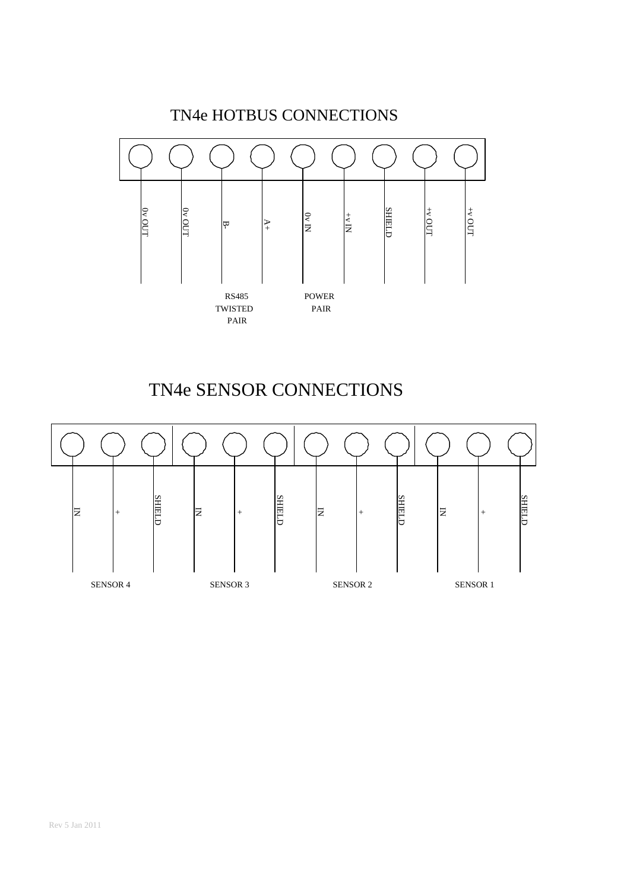# TN4e HOTBUS CONNECTIONS

| 0v OUT | 0v OUT | B- | A+ | 0v IN | +v IN | SHIELD | +v OUT | +v OUT |
|---|---|---|---|---|---|---|---|---|

RS485 TWISTED PAIR (B-, A+)

POWER PAIR (0v IN, +v IN)

# TN4e SENSOR CONNECTIONS

| IN | + | SHIELD | IN | + | SHIELD | IN | + | SHIELD | IN | + | SHIELD |
|---|---|---|---|---|---|---|---|---|---|---|---|
| SENSOR 4 | | | SENSOR 3 | | | SENSOR 2 | | | SENSOR 1 | | |

Rev 5 Jan 2011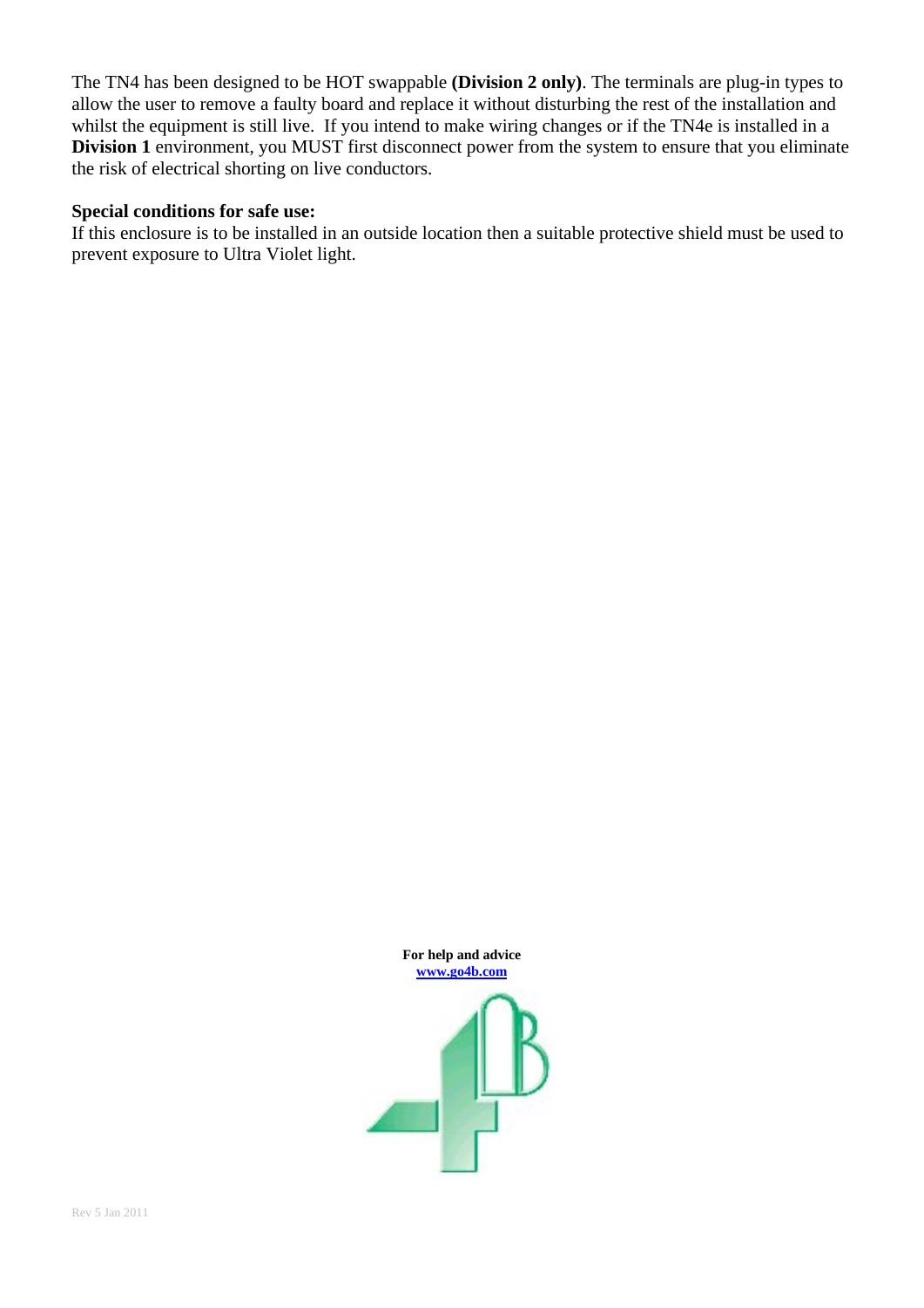The TN4 has been designed to be HOT swappable **(Division 2 only)**. The terminals are plug-in types to allow the user to remove a faulty board and replace it without disturbing the rest of the installation and whilst the equipment is still live. If you intend to make wiring changes or if the TN4e is installed in a **Division 1** environment, you MUST first disconnect power from the system to ensure that you eliminate the risk of electrical shorting on live conductors.

**Special conditions for safe use:**

If this enclosure is to be installed in an outside location then a suitable protective shield must be used to prevent exposure to Ultra Violet light.

**For help and advice**

**[www.go4b.com](http://www.go4b.com)**

Rev 5 Jan 2011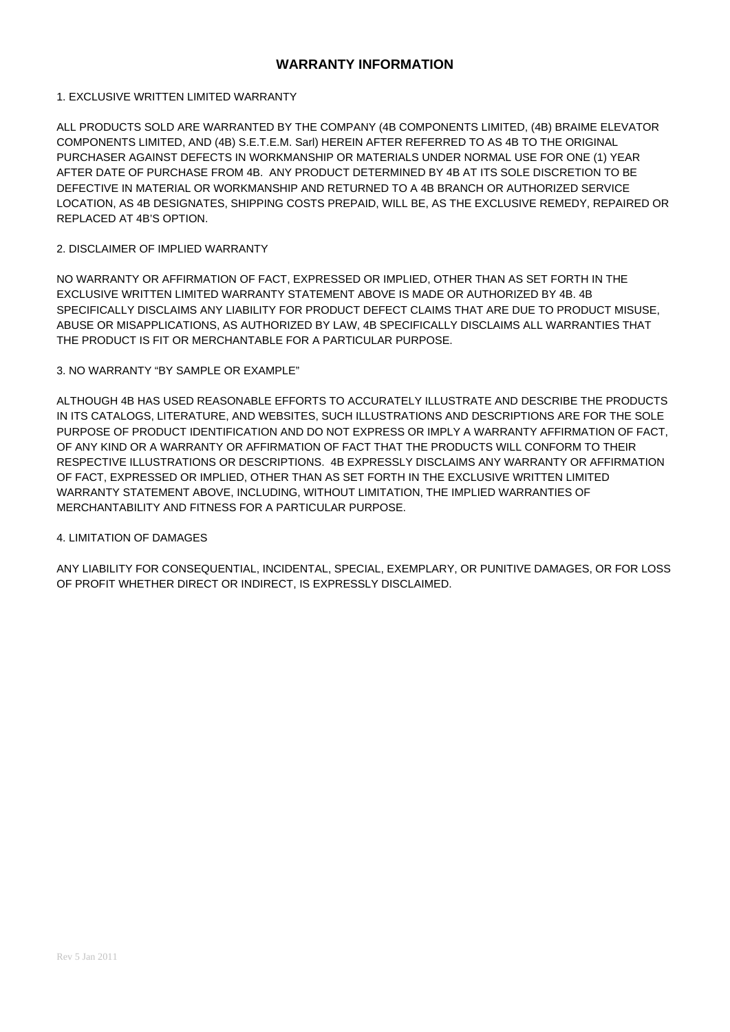# WARRANTY INFORMATION

1. EXCLUSIVE WRITTEN LIMITED WARRANTY

ALL PRODUCTS SOLD ARE WARRANTED BY THE COMPANY (4B COMPONENTS LIMITED, (4B) BRAIME ELEVATOR COMPONENTS LIMITED, AND (4B) S.E.T.E.M. Sarl) HEREIN AFTER REFERRED TO AS 4B TO THE ORIGINAL PURCHASER AGAINST DEFECTS IN WORKMANSHIP OR MATERIALS UNDER NORMAL USE FOR ONE (1) YEAR AFTER DATE OF PURCHASE FROM 4B. ANY PRODUCT DETERMINED BY 4B AT ITS SOLE DISCRETION TO BE DEFECTIVE IN MATERIAL OR WORKMANSHIP AND RETURNED TO A 4B BRANCH OR AUTHORIZED SERVICE LOCATION, AS 4B DESIGNATES, SHIPPING COSTS PREPAID, WILL BE, AS THE EXCLUSIVE REMEDY, REPAIRED OR REPLACED AT 4B'S OPTION.

2. DISCLAIMER OF IMPLIED WARRANTY

NO WARRANTY OR AFFIRMATION OF FACT, EXPRESSED OR IMPLIED, OTHER THAN AS SET FORTH IN THE EXCLUSIVE WRITTEN LIMITED WARRANTY STATEMENT ABOVE IS MADE OR AUTHORIZED BY 4B. 4B SPECIFICALLY DISCLAIMS ANY LIABILITY FOR PRODUCT DEFECT CLAIMS THAT ARE DUE TO PRODUCT MISUSE, ABUSE OR MISAPPLICATIONS, AS AUTHORIZED BY LAW, 4B SPECIFICALLY DISCLAIMS ALL WARRANTIES THAT THE PRODUCT IS FIT OR MERCHANTABLE FOR A PARTICULAR PURPOSE.

3. NO WARRANTY "BY SAMPLE OR EXAMPLE"

ALTHOUGH 4B HAS USED REASONABLE EFFORTS TO ACCURATELY ILLUSTRATE AND DESCRIBE THE PRODUCTS IN ITS CATALOGS, LITERATURE, AND WEBSITES, SUCH ILLUSTRATIONS AND DESCRIPTIONS ARE FOR THE SOLE PURPOSE OF PRODUCT IDENTIFICATION AND DO NOT EXPRESS OR IMPLY A WARRANTY AFFIRMATION OF FACT, OF ANY KIND OR A WARRANTY OR AFFIRMATION OF FACT THAT THE PRODUCTS WILL CONFORM TO THEIR RESPECTIVE ILLUSTRATIONS OR DESCRIPTIONS. 4B EXPRESSLY DISCLAIMS ANY WARRANTY OR AFFIRMATION OF FACT, EXPRESSED OR IMPLIED, OTHER THAN AS SET FORTH IN THE EXCLUSIVE WRITTEN LIMITED WARRANTY STATEMENT ABOVE, INCLUDING, WITHOUT LIMITATION, THE IMPLIED WARRANTIES OF MERCHANTABILITY AND FITNESS FOR A PARTICULAR PURPOSE.

4. LIMITATION OF DAMAGES

ANY LIABILITY FOR CONSEQUENTIAL, INCIDENTAL, SPECIAL, EXEMPLARY, OR PUNITIVE DAMAGES, OR FOR LOSS OF PROFIT WHETHER DIRECT OR INDIRECT, IS EXPRESSLY DISCLAIMED.

Rev 5 Jan 2011